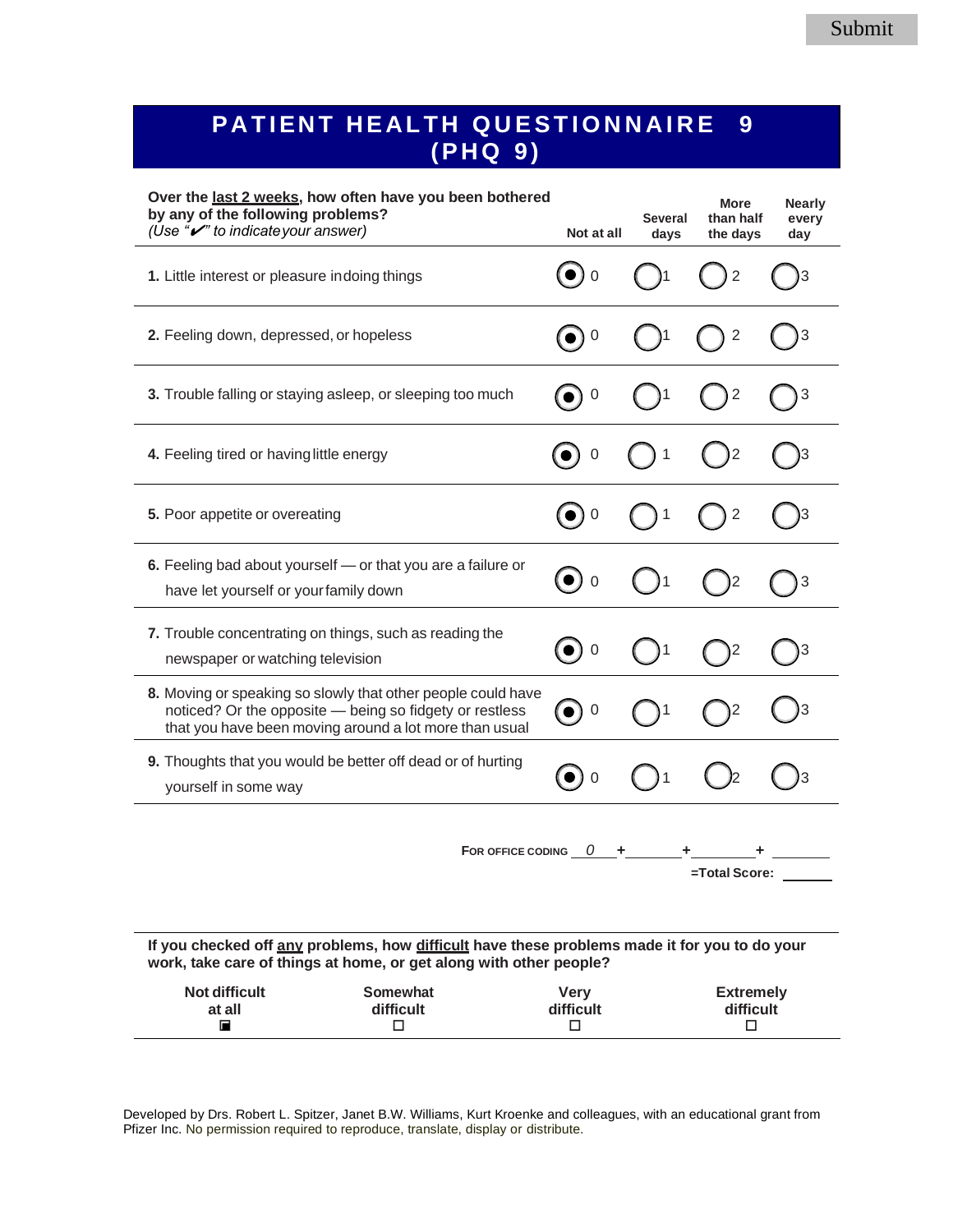Submit

# PATIENT HEALTH QUESTIONNAIRE 9 (PHQ 9)

| Over the **last 2 weeks**, how often have you been bothered by any of the following problems? *(Use "✔" to indicate your answer)* | Not at all | Several days | More than half the days | Nearly every day |
|---|---|---|---|---|
| **1.** Little interest or pleasure in doing things | ◉ 0 | ○ 1 | ○ 2 | ○ 3 |
| **2.** Feeling down, depressed, or hopeless | ◉ 0 | ○ 1 | ○ 2 | ○ 3 |
| **3.** Trouble falling or staying asleep, or sleeping too much | ◉ 0 | ○ 1 | ○ 2 | ○ 3 |
| **4.** Feeling tired or having little energy | ◉ 0 | ○ 1 | ○ 2 | ○ 3 |
| **5.** Poor appetite or overeating | ◉ 0 | ○ 1 | ○ 2 | ○ 3 |
| **6.** Feeling bad about yourself — or that you are a failure or have let yourself or your family down | ◉ 0 | ○ 1 | ○ 2 | ○ 3 |
| **7.** Trouble concentrating on things, such as reading the newspaper or watching television | ◉ 0 | ○ 1 | ○ 2 | ○ 3 |
| **8.** Moving or speaking so slowly that other people could have noticed? Or the opposite — being so fidgety or restless that you have been moving around a lot more than usual | ◉ 0 | ○ 1 | ○ 2 | ○ 3 |
| **9.** Thoughts that you would be better off dead or of hurting yourself in some way | ◉ 0 | ○ 1 | ○ 2 | ○ 3 |

FOR OFFICE CODING 0 + ______ + ______ + ______

=Total Score: ______

**If you checked off any problems, how difficult have these problems made it for you to do your work, take care of things at home, or get along with other people?**

| Not difficult at all | Somewhat difficult | Very difficult | Extremely difficult |
|---|---|---|---|
| ■ | ☐ | ☐ | ☐ |

Developed by Drs. Robert L. Spitzer, Janet B.W. Williams, Kurt Kroenke and colleagues, with an educational grant from Pfizer Inc. No permission required to reproduce, translate, display or distribute.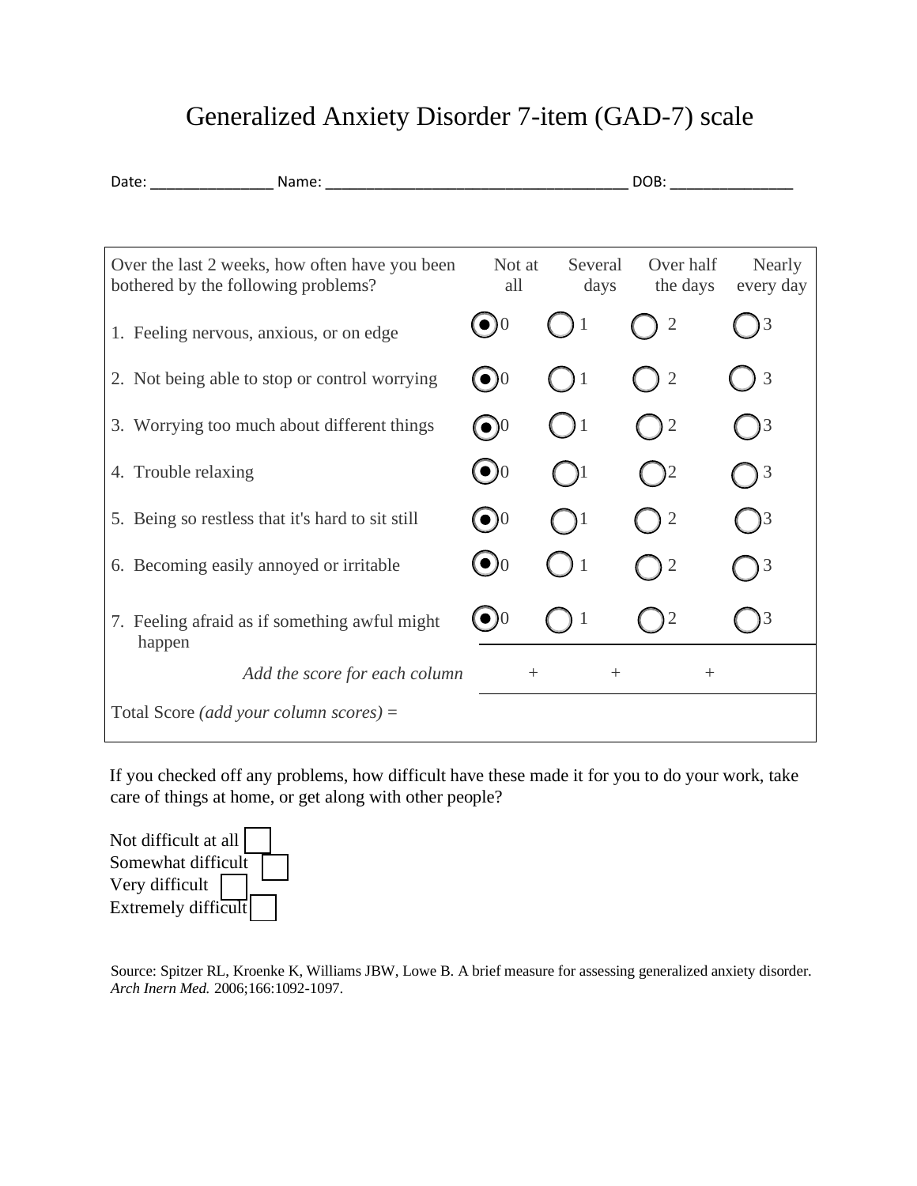# Generalized Anxiety Disorder 7-item (GAD-7) scale

Date: _______________ Name: _____________________________________ DOB: _______________

| Over the last 2 weeks, how often have you been bothered by the following problems? | Not at all | Several days | Over half the days | Nearly every day |
|---|---|---|---|---|
| 1. Feeling nervous, anxious, or on edge | ◉ 0 | ○ 1 | ○ 2 | ○ 3 |
| 2. Not being able to stop or control worrying | ◉ 0 | ○ 1 | ○ 2 | ○ 3 |
| 3. Worrying too much about different things | ◉ 0 | ○ 1 | ○ 2 | ○ 3 |
| 4. Trouble relaxing | ◉ 0 | ○ 1 | ○ 2 | ○ 3 |
| 5. Being so restless that it's hard to sit still | ◉ 0 | ○ 1 | ○ 2 | ○ 3 |
| 6. Becoming easily annoyed or irritable | ◉ 0 | ○ 1 | ○ 2 | ○ 3 |
| 7. Feeling afraid as if something awful might happen | ◉ 0 | ○ 1 | ○ 2 | ○ 3 |
| *Add the score for each column* | | + | + | + |
| Total Score *(add your column scores)* = | | | | |

If you checked off any problems, how difficult have these made it for you to do your work, take care of things at home, or get along with other people?

- Not difficult at all ☐
- Somewhat difficult ☐
- Very difficult ☐
- Extremely difficult ☐

Source: Spitzer RL, Kroenke K, Williams JBW, Lowe B. A brief measure for assessing generalized anxiety disorder. *Arch Inern Med.* 2006;166:1092-1097.